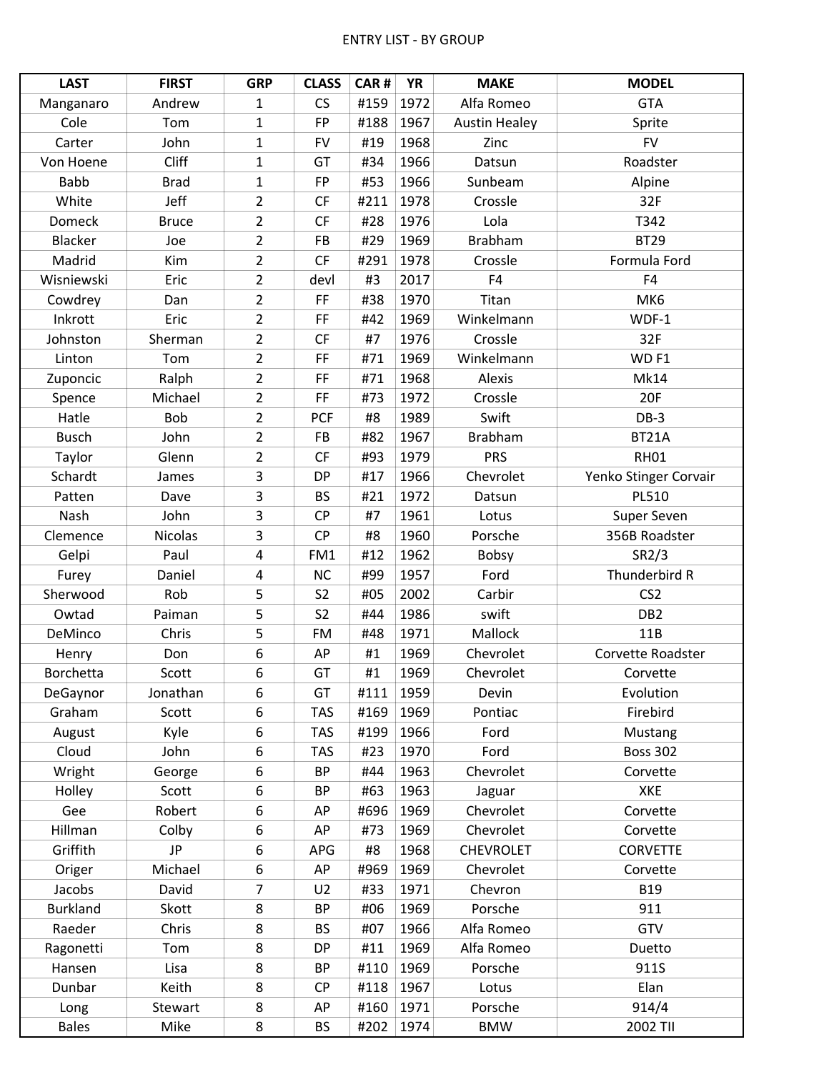ENTRY LIST - BY GROUP

| LAST | FIRST | GRP | CLASS | CAR # | YR | MAKE | MODEL |
|---|---|---|---|---|---|---|---|
| Manganaro | Andrew | 1 | CS | #159 | 1972 | Alfa Romeo | GTA |
| Cole | Tom | 1 | FP | #188 | 1967 | Austin Healey | Sprite |
| Carter | John | 1 | FV | #19 | 1968 | Zinc | FV |
| Von Hoene | Cliff | 1 | GT | #34 | 1966 | Datsun | Roadster |
| Babb | Brad | 1 | FP | #53 | 1966 | Sunbeam | Alpine |
| White | Jeff | 2 | CF | #211 | 1978 | Crossle | 32F |
| Domeck | Bruce | 2 | CF | #28 | 1976 | Lola | T342 |
| Blacker | Joe | 2 | FB | #29 | 1969 | Brabham | BT29 |
| Madrid | Kim | 2 | CF | #291 | 1978 | Crossle | Formula Ford |
| Wisniewski | Eric | 2 | devl | #3 | 2017 | F4 | F4 |
| Cowdrey | Dan | 2 | FF | #38 | 1970 | Titan | MK6 |
| Inkrott | Eric | 2 | FF | #42 | 1969 | Winkelmann | WDF-1 |
| Johnston | Sherman | 2 | CF | #7 | 1976 | Crossle | 32F |
| Linton | Tom | 2 | FF | #71 | 1969 | Winkelmann | WD F1 |
| Zuponcic | Ralph | 2 | FF | #71 | 1968 | Alexis | Mk14 |
| Spence | Michael | 2 | FF | #73 | 1972 | Crossle | 20F |
| Hatle | Bob | 2 | PCF | #8 | 1989 | Swift | DB-3 |
| Busch | John | 2 | FB | #82 | 1967 | Brabham | BT21A |
| Taylor | Glenn | 2 | CF | #93 | 1979 | PRS | RH01 |
| Schardt | James | 3 | DP | #17 | 1966 | Chevrolet | Yenko Stinger Corvair |
| Patten | Dave | 3 | BS | #21 | 1972 | Datsun | PL510 |
| Nash | John | 3 | CP | #7 | 1961 | Lotus | Super Seven |
| Clemence | Nicolas | 3 | CP | #8 | 1960 | Porsche | 356B Roadster |
| Gelpi | Paul | 4 | FM1 | #12 | 1962 | Bobsy | SR2/3 |
| Furey | Daniel | 4 | NC | #99 | 1957 | Ford | Thunderbird R |
| Sherwood | Rob | 5 | S2 | #05 | 2002 | Carbir | CS2 |
| Owtad | Paiman | 5 | S2 | #44 | 1986 | swift | DB2 |
| DeMinco | Chris | 5 | FM | #48 | 1971 | Mallock | 11B |
| Henry | Don | 6 | AP | #1 | 1969 | Chevrolet | Corvette Roadster |
| Borchetta | Scott | 6 | GT | #1 | 1969 | Chevrolet | Corvette |
| DeGaynor | Jonathan | 6 | GT | #111 | 1959 | Devin | Evolution |
| Graham | Scott | 6 | TAS | #169 | 1969 | Pontiac | Firebird |
| August | Kyle | 6 | TAS | #199 | 1966 | Ford | Mustang |
| Cloud | John | 6 | TAS | #23 | 1970 | Ford | Boss 302 |
| Wright | George | 6 | BP | #44 | 1963 | Chevrolet | Corvette |
| Holley | Scott | 6 | BP | #63 | 1963 | Jaguar | XKE |
| Gee | Robert | 6 | AP | #696 | 1969 | Chevrolet | Corvette |
| Hillman | Colby | 6 | AP | #73 | 1969 | Chevrolet | Corvette |
| Griffith | JP | 6 | APG | #8 | 1968 | CHEVROLET | CORVETTE |
| Origer | Michael | 6 | AP | #969 | 1969 | Chevrolet | Corvette |
| Jacobs | David | 7 | U2 | #33 | 1971 | Chevron | B19 |
| Burkland | Skott | 8 | BP | #06 | 1969 | Porsche | 911 |
| Raeder | Chris | 8 | BS | #07 | 1966 | Alfa Romeo | GTV |
| Ragonetti | Tom | 8 | DP | #11 | 1969 | Alfa Romeo | Duetto |
| Hansen | Lisa | 8 | BP | #110 | 1969 | Porsche | 911S |
| Dunbar | Keith | 8 | CP | #118 | 1967 | Lotus | Elan |
| Long | Stewart | 8 | AP | #160 | 1971 | Porsche | 914/4 |
| Bales | Mike | 8 | BS | #202 | 1974 | BMW | 2002 TII |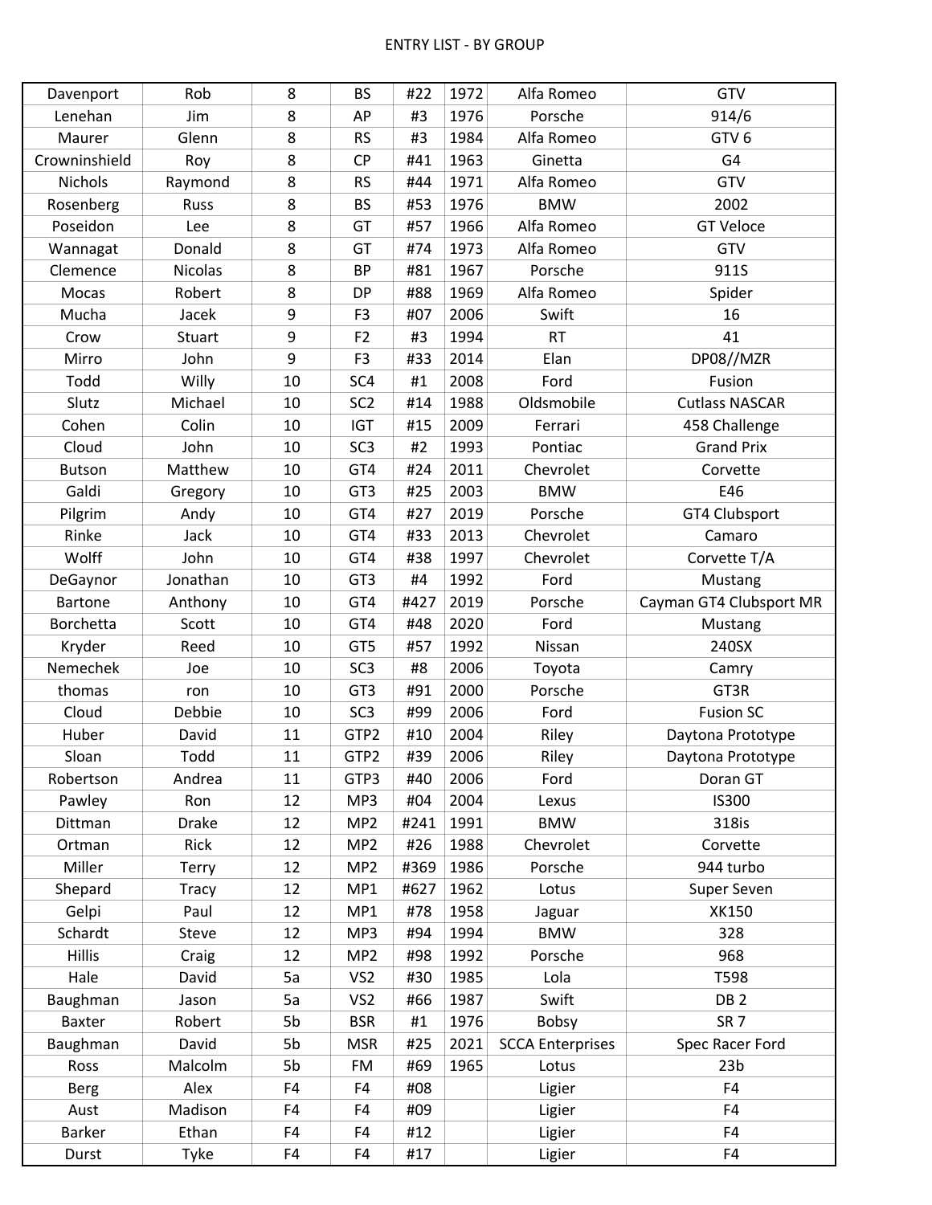ENTRY LIST - BY GROUP

| | | | | | | | |
|---|---|---|---|---|---|---|---|
| Davenport | Rob | 8 | BS | #22 | 1972 | Alfa Romeo | GTV |
| Lenehan | Jim | 8 | AP | #3 | 1976 | Porsche | 914/6 |
| Maurer | Glenn | 8 | RS | #3 | 1984 | Alfa Romeo | GTV 6 |
| Crowninshield | Roy | 8 | CP | #41 | 1963 | Ginetta | G4 |
| Nichols | Raymond | 8 | RS | #44 | 1971 | Alfa Romeo | GTV |
| Rosenberg | Russ | 8 | BS | #53 | 1976 | BMW | 2002 |
| Poseidon | Lee | 8 | GT | #57 | 1966 | Alfa Romeo | GT Veloce |
| Wannagat | Donald | 8 | GT | #74 | 1973 | Alfa Romeo | GTV |
| Clemence | Nicolas | 8 | BP | #81 | 1967 | Porsche | 911S |
| Mocas | Robert | 8 | DP | #88 | 1969 | Alfa Romeo | Spider |
| Mucha | Jacek | 9 | F3 | #07 | 2006 | Swift | 16 |
| Crow | Stuart | 9 | F2 | #3 | 1994 | RT | 41 |
| Mirro | John | 9 | F3 | #33 | 2014 | Elan | DP08//MZR |
| Todd | Willy | 10 | SC4 | #1 | 2008 | Ford | Fusion |
| Slutz | Michael | 10 | SC2 | #14 | 1988 | Oldsmobile | Cutlass NASCAR |
| Cohen | Colin | 10 | IGT | #15 | 2009 | Ferrari | 458 Challenge |
| Cloud | John | 10 | SC3 | #2 | 1993 | Pontiac | Grand Prix |
| Butson | Matthew | 10 | GT4 | #24 | 2011 | Chevrolet | Corvette |
| Galdi | Gregory | 10 | GT3 | #25 | 2003 | BMW | E46 |
| Pilgrim | Andy | 10 | GT4 | #27 | 2019 | Porsche | GT4 Clubsport |
| Rinke | Jack | 10 | GT4 | #33 | 2013 | Chevrolet | Camaro |
| Wolff | John | 10 | GT4 | #38 | 1997 | Chevrolet | Corvette T/A |
| DeGaynor | Jonathan | 10 | GT3 | #4 | 1992 | Ford | Mustang |
| Bartone | Anthony | 10 | GT4 | #427 | 2019 | Porsche | Cayman GT4 Clubsport MR |
| Borchetta | Scott | 10 | GT4 | #48 | 2020 | Ford | Mustang |
| Kryder | Reed | 10 | GT5 | #57 | 1992 | Nissan | 240SX |
| Nemechek | Joe | 10 | SC3 | #8 | 2006 | Toyota | Camry |
| thomas | ron | 10 | GT3 | #91 | 2000 | Porsche | GT3R |
| Cloud | Debbie | 10 | SC3 | #99 | 2006 | Ford | Fusion SC |
| Huber | David | 11 | GTP2 | #10 | 2004 | Riley | Daytona Prototype |
| Sloan | Todd | 11 | GTP2 | #39 | 2006 | Riley | Daytona Prototype |
| Robertson | Andrea | 11 | GTP3 | #40 | 2006 | Ford | Doran GT |
| Pawley | Ron | 12 | MP3 | #04 | 2004 | Lexus | IS300 |
| Dittman | Drake | 12 | MP2 | #241 | 1991 | BMW | 318is |
| Ortman | Rick | 12 | MP2 | #26 | 1988 | Chevrolet | Corvette |
| Miller | Terry | 12 | MP2 | #369 | 1986 | Porsche | 944 turbo |
| Shepard | Tracy | 12 | MP1 | #627 | 1962 | Lotus | Super Seven |
| Gelpi | Paul | 12 | MP1 | #78 | 1958 | Jaguar | XK150 |
| Schardt | Steve | 12 | MP3 | #94 | 1994 | BMW | 328 |
| Hillis | Craig | 12 | MP2 | #98 | 1992 | Porsche | 968 |
| Hale | David | 5a | VS2 | #30 | 1985 | Lola | T598 |
| Baughman | Jason | 5a | VS2 | #66 | 1987 | Swift | DB 2 |
| Baxter | Robert | 5b | BSR | #1 | 1976 | Bobsy | SR 7 |
| Baughman | David | 5b | MSR | #25 | 2021 | SCCA Enterprises | Spec Racer Ford |
| Ross | Malcolm | 5b | FM | #69 | 1965 | Lotus | 23b |
| Berg | Alex | F4 | F4 | #08 | | Ligier | F4 |
| Aust | Madison | F4 | F4 | #09 | | Ligier | F4 |
| Barker | Ethan | F4 | F4 | #12 | | Ligier | F4 |
| Durst | Tyke | F4 | F4 | #17 | | Ligier | F4 |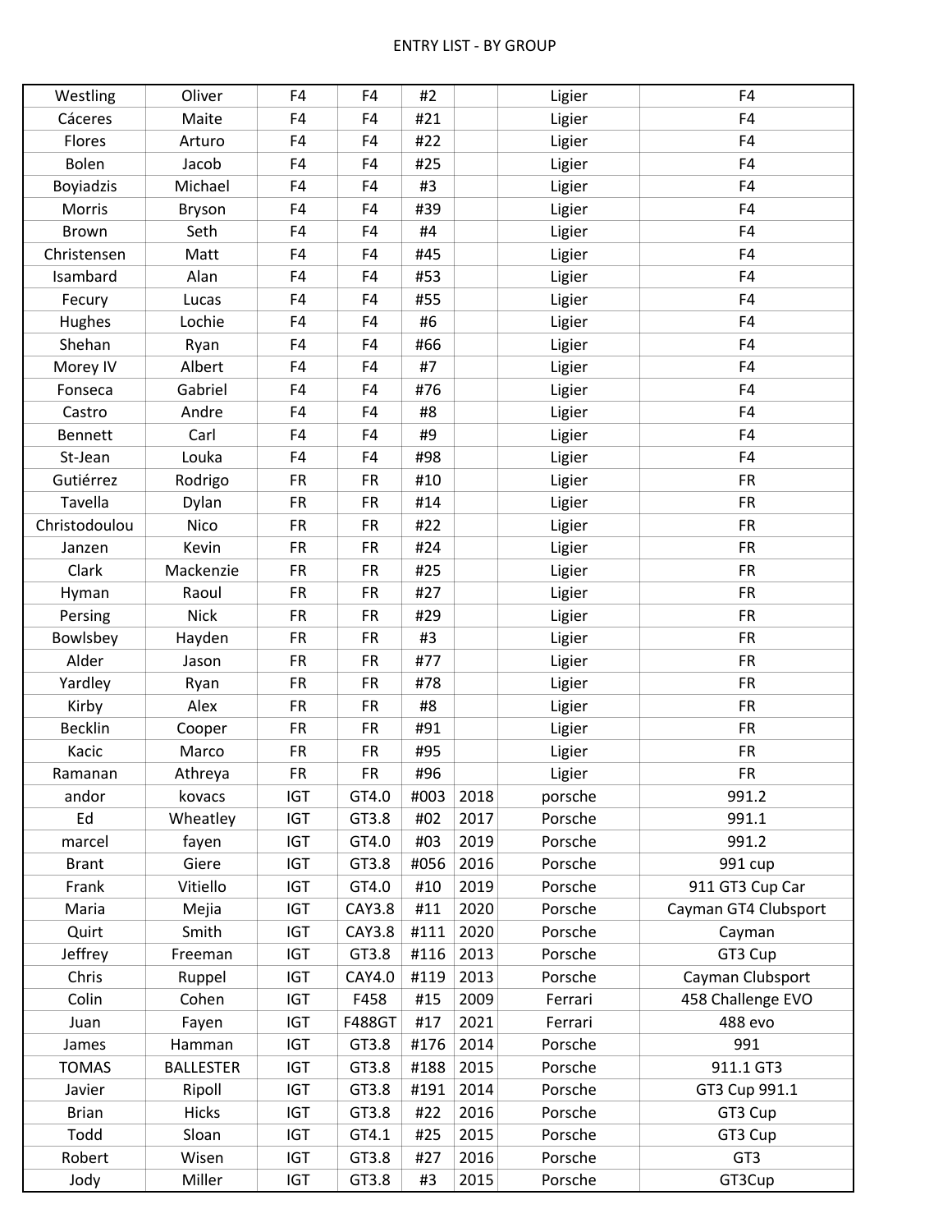ENTRY LIST - BY GROUP

| | | | | | | | |
|---|---|---|---|---|---|---|---|
| Westling | Oliver | F4 | F4 | #2 | | Ligier | F4 |
| Cáceres | Maite | F4 | F4 | #21 | | Ligier | F4 |
| Flores | Arturo | F4 | F4 | #22 | | Ligier | F4 |
| Bolen | Jacob | F4 | F4 | #25 | | Ligier | F4 |
| Boyiadzis | Michael | F4 | F4 | #3 | | Ligier | F4 |
| Morris | Bryson | F4 | F4 | #39 | | Ligier | F4 |
| Brown | Seth | F4 | F4 | #4 | | Ligier | F4 |
| Christensen | Matt | F4 | F4 | #45 | | Ligier | F4 |
| Isambard | Alan | F4 | F4 | #53 | | Ligier | F4 |
| Fecury | Lucas | F4 | F4 | #55 | | Ligier | F4 |
| Hughes | Lochie | F4 | F4 | #6 | | Ligier | F4 |
| Shehan | Ryan | F4 | F4 | #66 | | Ligier | F4 |
| Morey IV | Albert | F4 | F4 | #7 | | Ligier | F4 |
| Fonseca | Gabriel | F4 | F4 | #76 | | Ligier | F4 |
| Castro | Andre | F4 | F4 | #8 | | Ligier | F4 |
| Bennett | Carl | F4 | F4 | #9 | | Ligier | F4 |
| St-Jean | Louka | F4 | F4 | #98 | | Ligier | F4 |
| Gutiérrez | Rodrigo | FR | FR | #10 | | Ligier | FR |
| Tavella | Dylan | FR | FR | #14 | | Ligier | FR |
| Christodoulou | Nico | FR | FR | #22 | | Ligier | FR |
| Janzen | Kevin | FR | FR | #24 | | Ligier | FR |
| Clark | Mackenzie | FR | FR | #25 | | Ligier | FR |
| Hyman | Raoul | FR | FR | #27 | | Ligier | FR |
| Persing | Nick | FR | FR | #29 | | Ligier | FR |
| Bowlsbey | Hayden | FR | FR | #3 | | Ligier | FR |
| Alder | Jason | FR | FR | #77 | | Ligier | FR |
| Yardley | Ryan | FR | FR | #78 | | Ligier | FR |
| Kirby | Alex | FR | FR | #8 | | Ligier | FR |
| Becklin | Cooper | FR | FR | #91 | | Ligier | FR |
| Kacic | Marco | FR | FR | #95 | | Ligier | FR |
| Ramanan | Athreya | FR | FR | #96 | | Ligier | FR |
| andor | kovacs | IGT | GT4.0 | #003 | 2018 | porsche | 991.2 |
| Ed | Wheatley | IGT | GT3.8 | #02 | 2017 | Porsche | 991.1 |
| marcel | fayen | IGT | GT4.0 | #03 | 2019 | Porsche | 991.2 |
| Brant | Giere | IGT | GT3.8 | #056 | 2016 | Porsche | 991 cup |
| Frank | Vitiello | IGT | GT4.0 | #10 | 2019 | Porsche | 911 GT3 Cup Car |
| Maria | Mejia | IGT | CAY3.8 | #11 | 2020 | Porsche | Cayman GT4 Clubsport |
| Quirt | Smith | IGT | CAY3.8 | #111 | 2020 | Porsche | Cayman |
| Jeffrey | Freeman | IGT | GT3.8 | #116 | 2013 | Porsche | GT3 Cup |
| Chris | Ruppel | IGT | CAY4.0 | #119 | 2013 | Porsche | Cayman Clubsport |
| Colin | Cohen | IGT | F458 | #15 | 2009 | Ferrari | 458 Challenge EVO |
| Juan | Fayen | IGT | F488GT | #17 | 2021 | Ferrari | 488 evo |
| James | Hamman | IGT | GT3.8 | #176 | 2014 | Porsche | 991 |
| TOMAS | BALLESTER | IGT | GT3.8 | #188 | 2015 | Porsche | 911.1 GT3 |
| Javier | Ripoll | IGT | GT3.8 | #191 | 2014 | Porsche | GT3 Cup 991.1 |
| Brian | Hicks | IGT | GT3.8 | #22 | 2016 | Porsche | GT3 Cup |
| Todd | Sloan | IGT | GT4.1 | #25 | 2015 | Porsche | GT3 Cup |
| Robert | Wisen | IGT | GT3.8 | #27 | 2016 | Porsche | GT3 |
| Jody | Miller | IGT | GT3.8 | #3 | 2015 | Porsche | GT3Cup |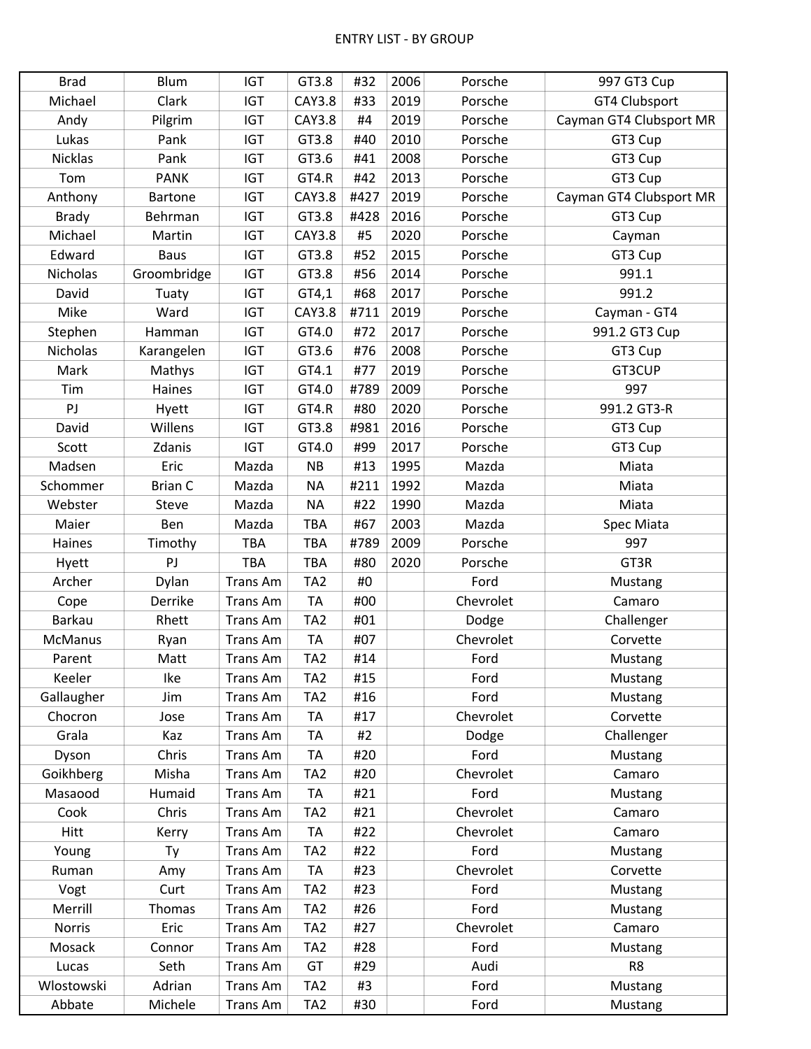ENTRY LIST - BY GROUP

| | | | | | | | |
|---|---|---|---|---|---|---|---|
| Brad | Blum | IGT | GT3.8 | #32 | 2006 | Porsche | 997 GT3 Cup |
| Michael | Clark | IGT | CAY3.8 | #33 | 2019 | Porsche | GT4 Clubsport |
| Andy | Pilgrim | IGT | CAY3.8 | #4 | 2019 | Porsche | Cayman GT4 Clubsport MR |
| Lukas | Pank | IGT | GT3.8 | #40 | 2010 | Porsche | GT3 Cup |
| Nicklas | Pank | IGT | GT3.6 | #41 | 2008 | Porsche | GT3 Cup |
| Tom | PANK | IGT | GT4.R | #42 | 2013 | Porsche | GT3 Cup |
| Anthony | Bartone | IGT | CAY3.8 | #427 | 2019 | Porsche | Cayman GT4 Clubsport MR |
| Brady | Behrman | IGT | GT3.8 | #428 | 2016 | Porsche | GT3 Cup |
| Michael | Martin | IGT | CAY3.8 | #5 | 2020 | Porsche | Cayman |
| Edward | Baus | IGT | GT3.8 | #52 | 2015 | Porsche | GT3 Cup |
| Nicholas | Groombridge | IGT | GT3.8 | #56 | 2014 | Porsche | 991.1 |
| David | Tuaty | IGT | GT4,1 | #68 | 2017 | Porsche | 991.2 |
| Mike | Ward | IGT | CAY3.8 | #711 | 2019 | Porsche | Cayman - GT4 |
| Stephen | Hamman | IGT | GT4.0 | #72 | 2017 | Porsche | 991.2 GT3 Cup |
| Nicholas | Karangelen | IGT | GT3.6 | #76 | 2008 | Porsche | GT3 Cup |
| Mark | Mathys | IGT | GT4.1 | #77 | 2019 | Porsche | GT3CUP |
| Tim | Haines | IGT | GT4.0 | #789 | 2009 | Porsche | 997 |
| PJ | Hyett | IGT | GT4.R | #80 | 2020 | Porsche | 991.2 GT3-R |
| David | Willens | IGT | GT3.8 | #981 | 2016 | Porsche | GT3 Cup |
| Scott | Zdanis | IGT | GT4.0 | #99 | 2017 | Porsche | GT3 Cup |
| Madsen | Eric | Mazda | NB | #13 | 1995 | Mazda | Miata |
| Schommer | Brian C | Mazda | NA | #211 | 1992 | Mazda | Miata |
| Webster | Steve | Mazda | NA | #22 | 1990 | Mazda | Miata |
| Maier | Ben | Mazda | TBA | #67 | 2003 | Mazda | Spec Miata |
| Haines | Timothy | TBA | TBA | #789 | 2009 | Porsche | 997 |
| Hyett | PJ | TBA | TBA | #80 | 2020 | Porsche | GT3R |
| Archer | Dylan | Trans Am | TA2 | #0 | | Ford | Mustang |
| Cope | Derrike | Trans Am | TA | #00 | | Chevrolet | Camaro |
| Barkau | Rhett | Trans Am | TA2 | #01 | | Dodge | Challenger |
| McManus | Ryan | Trans Am | TA | #07 | | Chevrolet | Corvette |
| Parent | Matt | Trans Am | TA2 | #14 | | Ford | Mustang |
| Keeler | Ike | Trans Am | TA2 | #15 | | Ford | Mustang |
| Gallaugher | Jim | Trans Am | TA2 | #16 | | Ford | Mustang |
| Chocron | Jose | Trans Am | TA | #17 | | Chevrolet | Corvette |
| Grala | Kaz | Trans Am | TA | #2 | | Dodge | Challenger |
| Dyson | Chris | Trans Am | TA | #20 | | Ford | Mustang |
| Goikhberg | Misha | Trans Am | TA2 | #20 | | Chevrolet | Camaro |
| Masaood | Humaid | Trans Am | TA | #21 | | Ford | Mustang |
| Cook | Chris | Trans Am | TA2 | #21 | | Chevrolet | Camaro |
| Hitt | Kerry | Trans Am | TA | #22 | | Chevrolet | Camaro |
| Young | Ty | Trans Am | TA2 | #22 | | Ford | Mustang |
| Ruman | Amy | Trans Am | TA | #23 | | Chevrolet | Corvette |
| Vogt | Curt | Trans Am | TA2 | #23 | | Ford | Mustang |
| Merrill | Thomas | Trans Am | TA2 | #26 | | Ford | Mustang |
| Norris | Eric | Trans Am | TA2 | #27 | | Chevrolet | Camaro |
| Mosack | Connor | Trans Am | TA2 | #28 | | Ford | Mustang |
| Lucas | Seth | Trans Am | GT | #29 | | Audi | R8 |
| Wlostowski | Adrian | Trans Am | TA2 | #3 | | Ford | Mustang |
| Abbate | Michele | Trans Am | TA2 | #30 | | Ford | Mustang |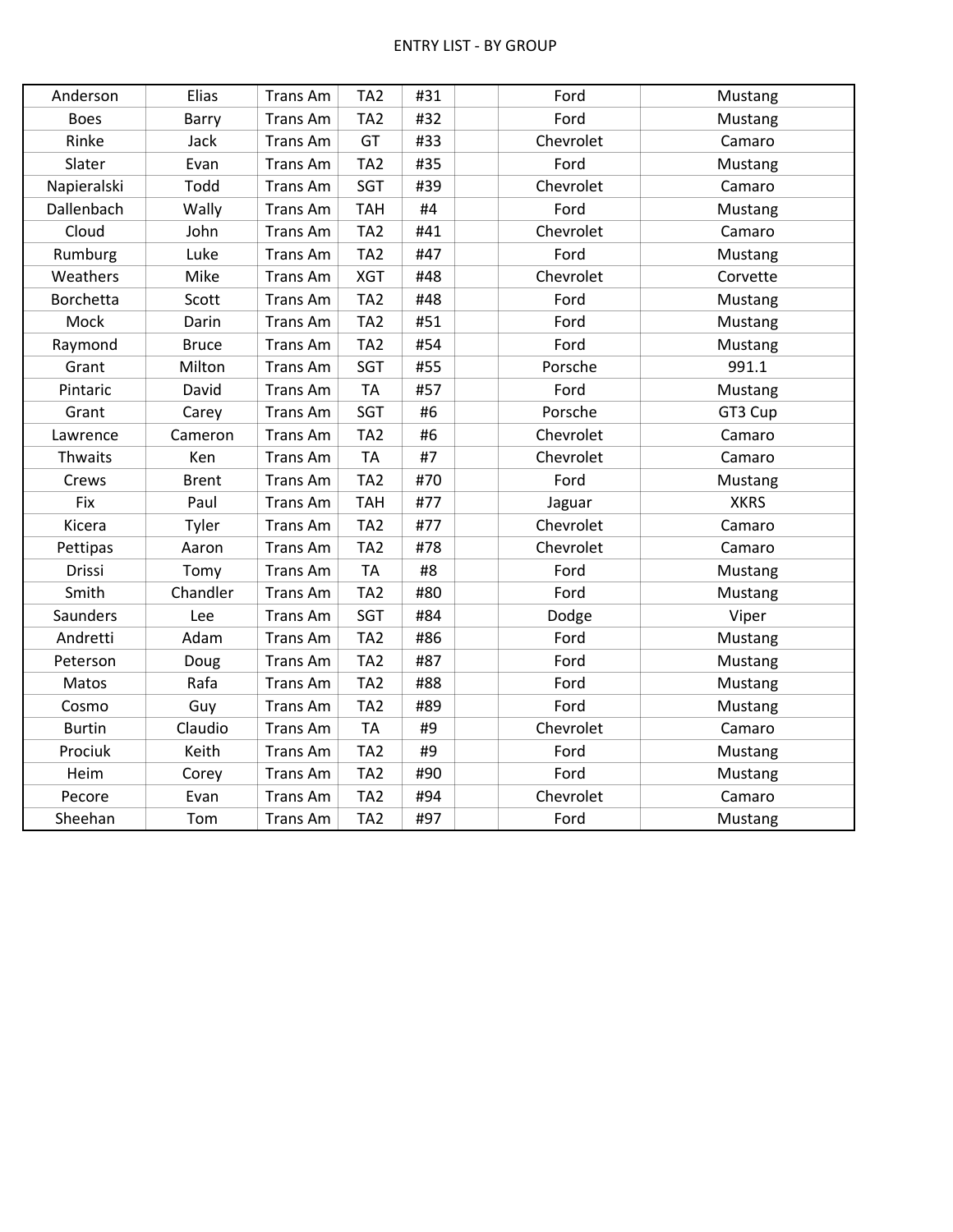ENTRY LIST - BY GROUP

| | | | | | | | |
|---|---|---|---|---|---|---|---|
| Anderson | Elias | Trans Am | TA2 | #31 | | Ford | Mustang |
| Boes | Barry | Trans Am | TA2 | #32 | | Ford | Mustang |
| Rinke | Jack | Trans Am | GT | #33 | | Chevrolet | Camaro |
| Slater | Evan | Trans Am | TA2 | #35 | | Ford | Mustang |
| Napieralski | Todd | Trans Am | SGT | #39 | | Chevrolet | Camaro |
| Dallenbach | Wally | Trans Am | TAH | #4 | | Ford | Mustang |
| Cloud | John | Trans Am | TA2 | #41 | | Chevrolet | Camaro |
| Rumburg | Luke | Trans Am | TA2 | #47 | | Ford | Mustang |
| Weathers | Mike | Trans Am | XGT | #48 | | Chevrolet | Corvette |
| Borchetta | Scott | Trans Am | TA2 | #48 | | Ford | Mustang |
| Mock | Darin | Trans Am | TA2 | #51 | | Ford | Mustang |
| Raymond | Bruce | Trans Am | TA2 | #54 | | Ford | Mustang |
| Grant | Milton | Trans Am | SGT | #55 | | Porsche | 991.1 |
| Pintaric | David | Trans Am | TA | #57 | | Ford | Mustang |
| Grant | Carey | Trans Am | SGT | #6 | | Porsche | GT3 Cup |
| Lawrence | Cameron | Trans Am | TA2 | #6 | | Chevrolet | Camaro |
| Thwaits | Ken | Trans Am | TA | #7 | | Chevrolet | Camaro |
| Crews | Brent | Trans Am | TA2 | #70 | | Ford | Mustang |
| Fix | Paul | Trans Am | TAH | #77 | | Jaguar | XKRS |
| Kicera | Tyler | Trans Am | TA2 | #77 | | Chevrolet | Camaro |
| Pettipas | Aaron | Trans Am | TA2 | #78 | | Chevrolet | Camaro |
| Drissi | Tomy | Trans Am | TA | #8 | | Ford | Mustang |
| Smith | Chandler | Trans Am | TA2 | #80 | | Ford | Mustang |
| Saunders | Lee | Trans Am | SGT | #84 | | Dodge | Viper |
| Andretti | Adam | Trans Am | TA2 | #86 | | Ford | Mustang |
| Peterson | Doug | Trans Am | TA2 | #87 | | Ford | Mustang |
| Matos | Rafa | Trans Am | TA2 | #88 | | Ford | Mustang |
| Cosmo | Guy | Trans Am | TA2 | #89 | | Ford | Mustang |
| Burtin | Claudio | Trans Am | TA | #9 | | Chevrolet | Camaro |
| Prociuk | Keith | Trans Am | TA2 | #9 | | Ford | Mustang |
| Heim | Corey | Trans Am | TA2 | #90 | | Ford | Mustang |
| Pecore | Evan | Trans Am | TA2 | #94 | | Chevrolet | Camaro |
| Sheehan | Tom | Trans Am | TA2 | #97 | | Ford | Mustang |